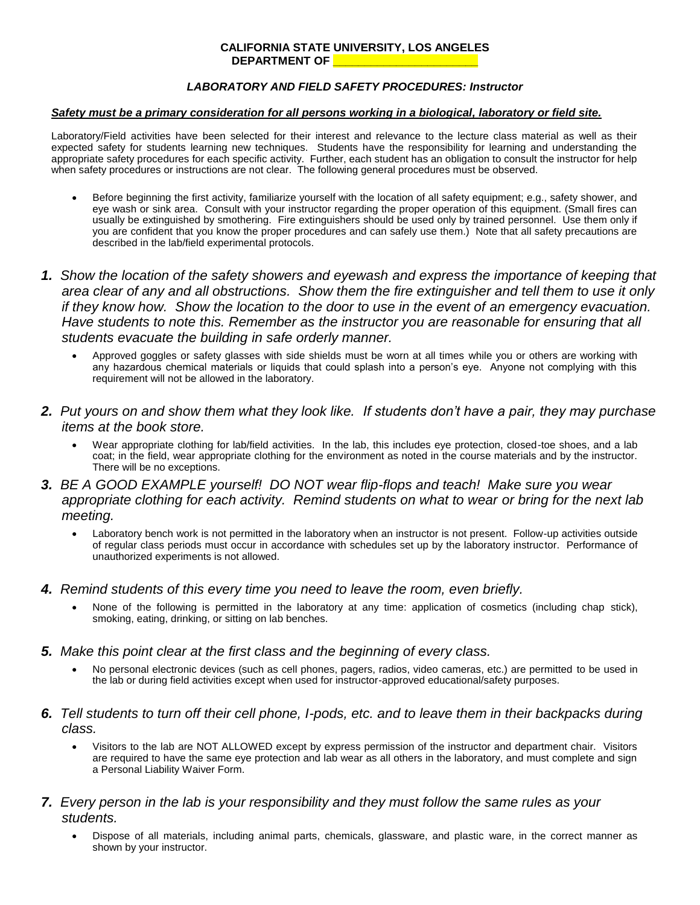**CALIFORNIA STATE UNIVERSITY, LOS ANGELES**
**DEPARTMENT OF ______________________**

***LABORATORY AND FIELD SAFETY PROCEDURES: Instructor***

***Safety must be a primary consideration for all persons working in a biological, laboratory or field site.***

Laboratory/Field activities have been selected for their interest and relevance to the lecture class material as well as their expected safety for students learning new techniques. Students have the responsibility for learning and understanding the appropriate safety procedures for each specific activity. Further, each student has an obligation to consult the instructor for help when safety procedures or instructions are not clear. The following general procedures must be observed.

- Before beginning the first activity, familiarize yourself with the location of all safety equipment; e.g., safety shower, and eye wash or sink area. Consult with your instructor regarding the proper operation of this equipment. (Small fires can usually be extinguished by smothering. Fire extinguishers should be used only by trained personnel. Use them only if you are confident that you know the proper procedures and can safely use them.) Note that all safety precautions are described in the lab/field experimental protocols.

***1.*** *Show the location of the safety showers and eyewash and express the importance of keeping that area clear of any and all obstructions. Show them the fire extinguisher and tell them to use it only if they know how. Show the location to the door to use in the event of an emergency evacuation. Have students to note this. Remember as the instructor you are reasonable for ensuring that all students evacuate the building in safe orderly manner.*

- Approved goggles or safety glasses with side shields must be worn at all times while you or others are working with any hazardous chemical materials or liquids that could splash into a person's eye. Anyone not complying with this requirement will not be allowed in the laboratory.

***2.*** *Put yours on and show them what they look like. If students don't have a pair, they may purchase items at the book store.*

- Wear appropriate clothing for lab/field activities. In the lab, this includes eye protection, closed-toe shoes, and a lab coat; in the field, wear appropriate clothing for the environment as noted in the course materials and by the instructor. There will be no exceptions.

***3.*** *BE A GOOD EXAMPLE yourself! DO NOT wear flip-flops and teach! Make sure you wear appropriate clothing for each activity. Remind students on what to wear or bring for the next lab meeting.*

- Laboratory bench work is not permitted in the laboratory when an instructor is not present. Follow-up activities outside of regular class periods must occur in accordance with schedules set up by the laboratory instructor. Performance of unauthorized experiments is not allowed.

***4.*** *Remind students of this every time you need to leave the room, even briefly.*

- None of the following is permitted in the laboratory at any time: application of cosmetics (including chap stick), smoking, eating, drinking, or sitting on lab benches.

***5.*** *Make this point clear at the first class and the beginning of every class.*

- No personal electronic devices (such as cell phones, pagers, radios, video cameras, etc.) are permitted to be used in the lab or during field activities except when used for instructor-approved educational/safety purposes.

***6.*** *Tell students to turn off their cell phone, I-pods, etc. and to leave them in their backpacks during class.*

- Visitors to the lab are NOT ALLOWED except by express permission of the instructor and department chair. Visitors are required to have the same eye protection and lab wear as all others in the laboratory, and must complete and sign a Personal Liability Waiver Form.

***7.*** *Every person in the lab is your responsibility and they must follow the same rules as your students.*

- Dispose of all materials, including animal parts, chemicals, glassware, and plastic ware, in the correct manner as shown by your instructor.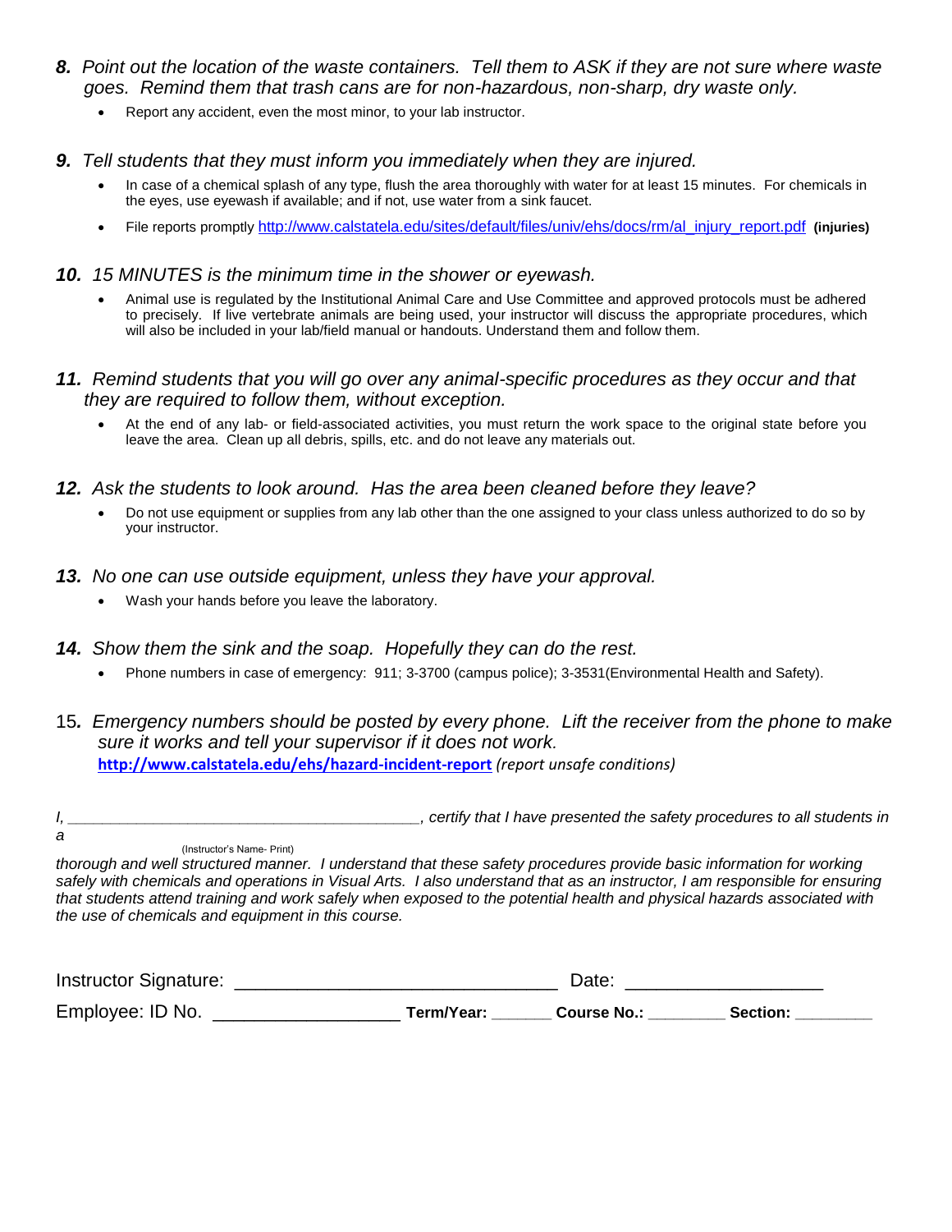***8.*** *Point out the location of the waste containers. Tell them to ASK if they are not sure where waste goes. Remind them that trash cans are for non-hazardous, non-sharp, dry waste only.*

- Report any accident, even the most minor, to your lab instructor.

***9.*** *Tell students that they must inform you immediately when they are injured.*

- In case of a chemical splash of any type, flush the area thoroughly with water for at least 15 minutes. For chemicals in the eyes, use eyewash if available; and if not, use water from a sink faucet.
- File reports promptly http://www.calstatela.edu/sites/default/files/univ/ehs/docs/rm/al_injury_report.pdf **(injuries)**

***10.*** *15 MINUTES is the minimum time in the shower or eyewash.*

- Animal use is regulated by the Institutional Animal Care and Use Committee and approved protocols must be adhered to precisely. If live vertebrate animals are being used, your instructor will discuss the appropriate procedures, which will also be included in your lab/field manual or handouts. Understand them and follow them.

***11.*** *Remind students that you will go over any animal-specific procedures as they occur and that they are required to follow them, without exception.*

- At the end of any lab- or field-associated activities, you must return the work space to the original state before you leave the area. Clean up all debris, spills, etc. and do not leave any materials out.

***12.*** *Ask the students to look around. Has the area been cleaned before they leave?*

- Do not use equipment or supplies from any lab other than the one assigned to your class unless authorized to do so by your instructor.

***13.*** *No one can use outside equipment, unless they have your approval.*

- Wash your hands before you leave the laboratory.

***14.*** *Show them the sink and the soap. Hopefully they can do the rest.*

- Phone numbers in case of emergency: 911; 3-3700 (campus police); 3-3531(Environmental Health and Safety).

15*. Emergency numbers should be posted by every phone. Lift the receiver from the phone to make sure it works and tell your supervisor if it does not work.*
**http://www.calstatela.edu/ehs/hazard-incident-report** *(report unsafe conditions)*

*I, ________________________________________, certify that I have presented the safety procedures to all students in a*
(Instructor's Name- Print)
*thorough and well structured manner. I understand that these safety procedures provide basic information for working safely with chemicals and operations in Visual Arts. I also understand that as an instructor, I am responsible for ensuring that students attend training and work safely when exposed to the potential health and physical hazards associated with the use of chemicals and equipment in this course.*

Instructor Signature: ______________________________ Date: __________________

Employee: ID No. _________________ **Term/Year:** ______ **Course No.:** ________ **Section:** ________